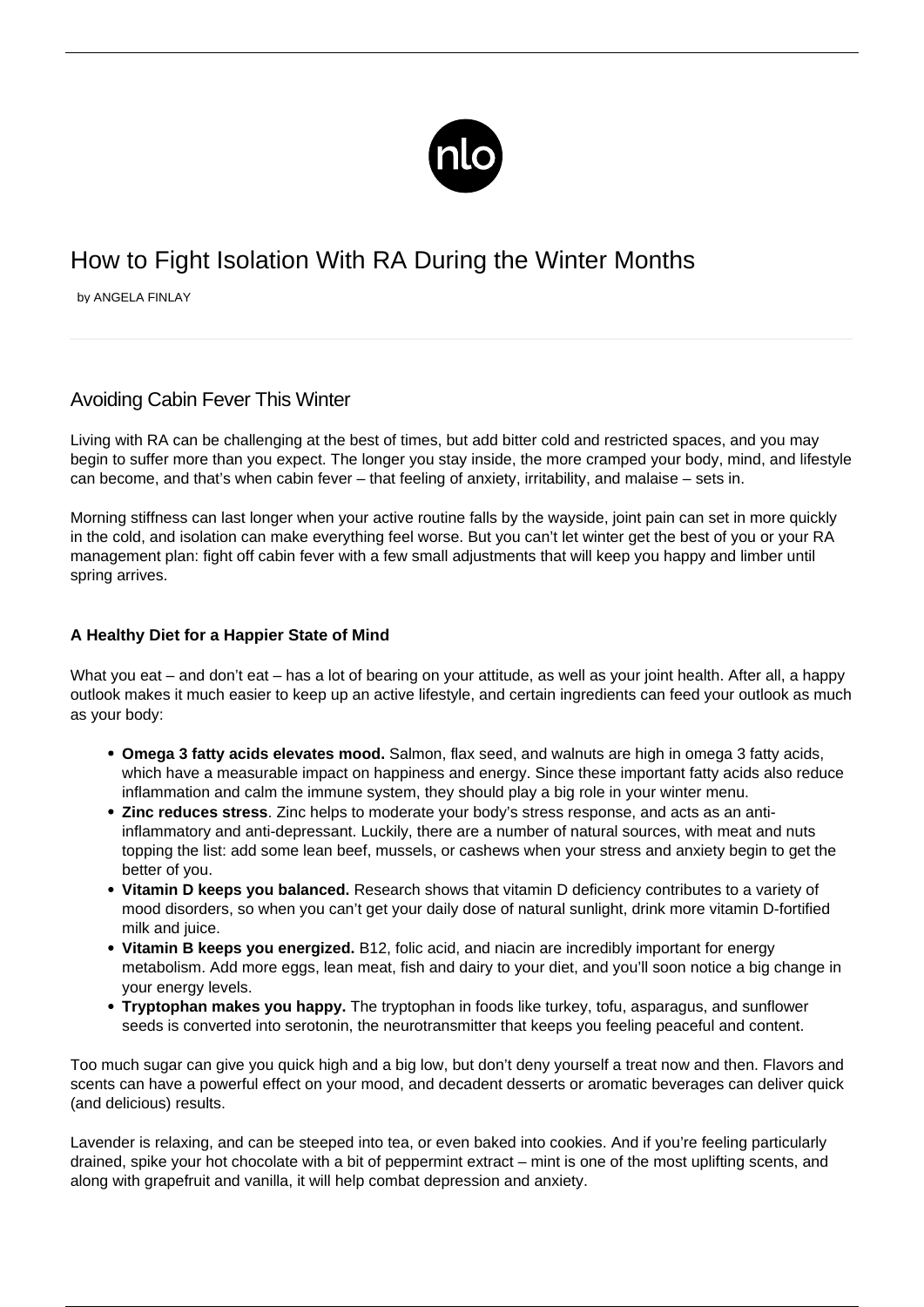# How to Fight Isolation With RA During the Winter Months

by ANGELA FINLAY

## Avoiding Cabin Fever This Winter

Living with RA can be challenging at the best of times, but add bitter cold and restricted spaces, and you may begin to suffer more than you expect. The longer you stay inside, the more cramped your body, mind, and lifestyle can become, and that's when cabin fever – that feeling of anxiety, irritability, and malaise – sets in.

Morning stiffness can last longer when your active routine falls by the wayside, joint pain can set in more quickly in the cold, and isolation can make everything feel worse. But you can't let winter get the best of you or your RA management plan: fight off cabin fever with a few small adjustments that will keep you happy and limber until spring arrives.

### A Healthy Diet for a Happier State of Mind

What you eat – and don't eat – has a lot of bearing on your attitude, as well as your joint health. After all, a happy outlook makes it much easier to keep up an active lifestyle, and certain ingredients can feed your outlook as much as your body:

- **Omega 3 fatty acids elevates mood.** Salmon, flax seed, and walnuts are high in omega 3 fatty acids, which have a measurable impact on happiness and energy. Since these important fatty acids also reduce inflammation and calm the immune system, they should play a big role in your winter menu.
- **Zinc reduces stress**. Zinc helps to moderate your body's stress response, and acts as an anti-inflammatory and anti-depressant. Luckily, there are a number of natural sources, with meat and nuts topping the list: add some lean beef, mussels, or cashews when your stress and anxiety begin to get the better of you.
- **Vitamin D keeps you balanced.** Research shows that vitamin D deficiency contributes to a variety of mood disorders, so when you can't get your daily dose of natural sunlight, drink more vitamin D-fortified milk and juice.
- **Vitamin B keeps you energized.** B12, folic acid, and niacin are incredibly important for energy metabolism. Add more eggs, lean meat, fish and dairy to your diet, and you'll soon notice a big change in your energy levels.
- **Tryptophan makes you happy.** The tryptophan in foods like turkey, tofu, asparagus, and sunflower seeds is converted into serotonin, the neurotransmitter that keeps you feeling peaceful and content.

Too much sugar can give you quick high and a big low, but don't deny yourself a treat now and then. Flavors and scents can have a powerful effect on your mood, and decadent desserts or aromatic beverages can deliver quick (and delicious) results.

Lavender is relaxing, and can be steeped into tea, or even baked into cookies. And if you're feeling particularly drained, spike your hot chocolate with a bit of peppermint extract – mint is one of the most uplifting scents, and along with grapefruit and vanilla, it will help combat depression and anxiety.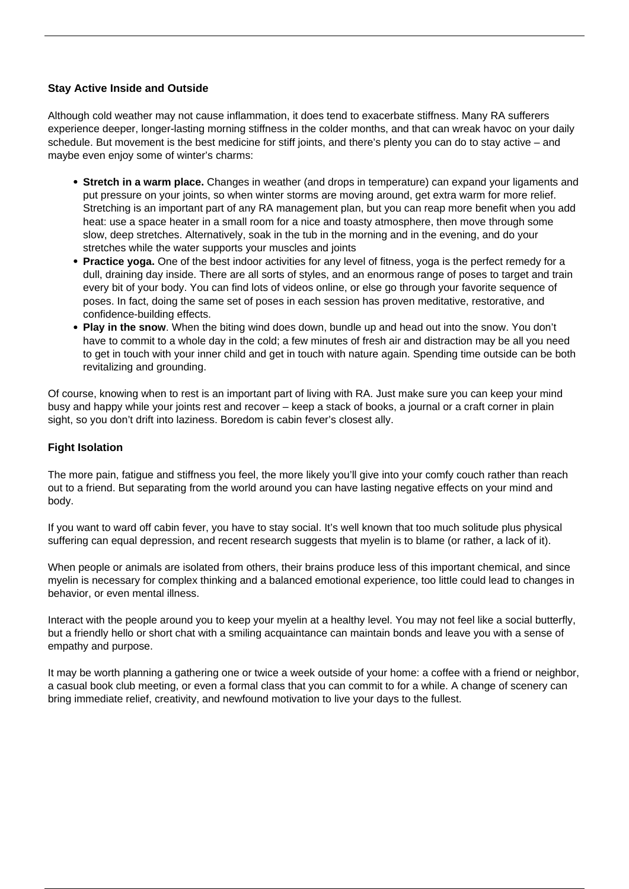**Stay Active Inside and Outside**

Although cold weather may not cause inflammation, it does tend to exacerbate stiffness. Many RA sufferers experience deeper, longer-lasting morning stiffness in the colder months, and that can wreak havoc on your daily schedule. But movement is the best medicine for stiff joints, and there's plenty you can do to stay active – and maybe even enjoy some of winter's charms:

- **Stretch in a warm place.** Changes in weather (and drops in temperature) can expand your ligaments and put pressure on your joints, so when winter storms are moving around, get extra warm for more relief. Stretching is an important part of any RA management plan, but you can reap more benefit when you add heat: use a space heater in a small room for a nice and toasty atmosphere, then move through some slow, deep stretches. Alternatively, soak in the tub in the morning and in the evening, and do your stretches while the water supports your muscles and joints
- **Practice yoga.** One of the best indoor activities for any level of fitness, yoga is the perfect remedy for a dull, draining day inside. There are all sorts of styles, and an enormous range of poses to target and train every bit of your body. You can find lots of videos online, or else go through your favorite sequence of poses. In fact, doing the same set of poses in each session has proven meditative, restorative, and confidence-building effects.
- **Play in the snow**. When the biting wind does down, bundle up and head out into the snow. You don't have to commit to a whole day in the cold; a few minutes of fresh air and distraction may be all you need to get in touch with your inner child and get in touch with nature again. Spending time outside can be both revitalizing and grounding.

Of course, knowing when to rest is an important part of living with RA. Just make sure you can keep your mind busy and happy while your joints rest and recover – keep a stack of books, a journal or a craft corner in plain sight, so you don't drift into laziness. Boredom is cabin fever's closest ally.

**Fight Isolation**

The more pain, fatigue and stiffness you feel, the more likely you'll give into your comfy couch rather than reach out to a friend. But separating from the world around you can have lasting negative effects on your mind and body.

If you want to ward off cabin fever, you have to stay social. It's well known that too much solitude plus physical suffering can equal depression, and recent research suggests that myelin is to blame (or rather, a lack of it).

When people or animals are isolated from others, their brains produce less of this important chemical, and since myelin is necessary for complex thinking and a balanced emotional experience, too little could lead to changes in behavior, or even mental illness.

Interact with the people around you to keep your myelin at a healthy level. You may not feel like a social butterfly, but a friendly hello or short chat with a smiling acquaintance can maintain bonds and leave you with a sense of empathy and purpose.

It may be worth planning a gathering one or twice a week outside of your home: a coffee with a friend or neighbor, a casual book club meeting, or even a formal class that you can commit to for a while. A change of scenery can bring immediate relief, creativity, and newfound motivation to live your days to the fullest.